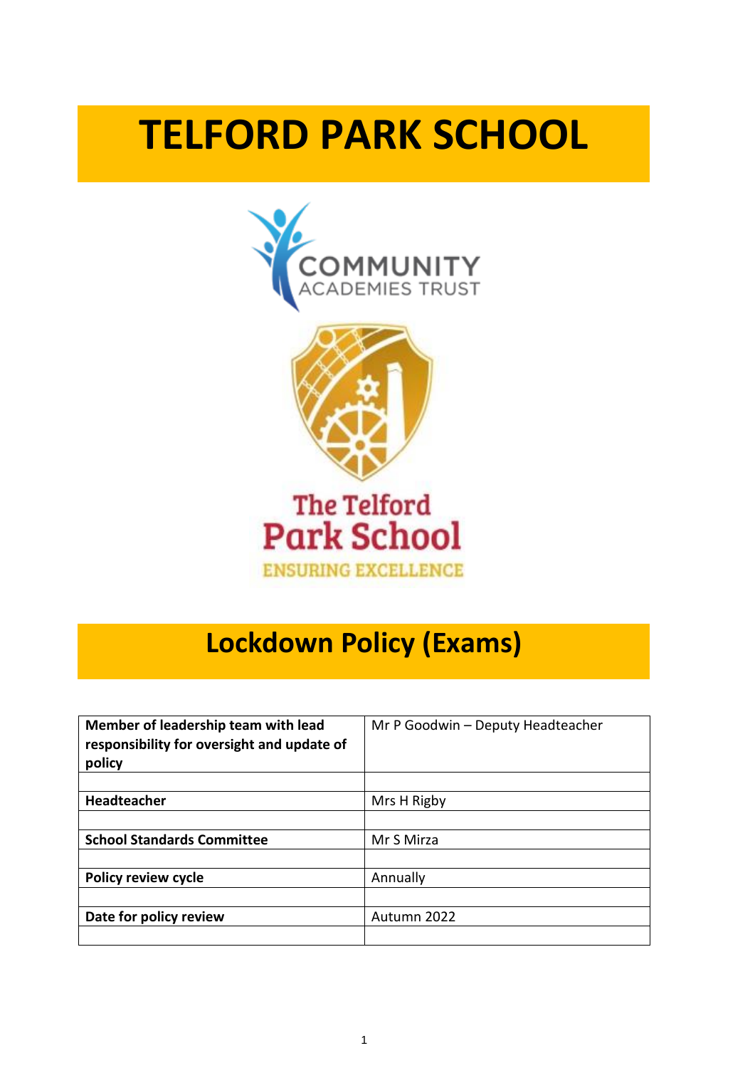# TELFORD PARK SCHOOL

COMMUNITY ACADEMIES TRUST

The Telford Park School

ENSURING EXCELLENCE

## Lockdown Policy (Exams)

| Member of leadership team with lead responsibility for oversight and update of policy | Mr P Goodwin – Deputy Headteacher |
|---|---|
| | |
| **Headteacher** | Mrs H Rigby |
| | |
| **School Standards Committee** | Mr S Mirza |
| | |
| **Policy review cycle** | Annually |
| | |
| **Date for policy review** | Autumn 2022 |
| | |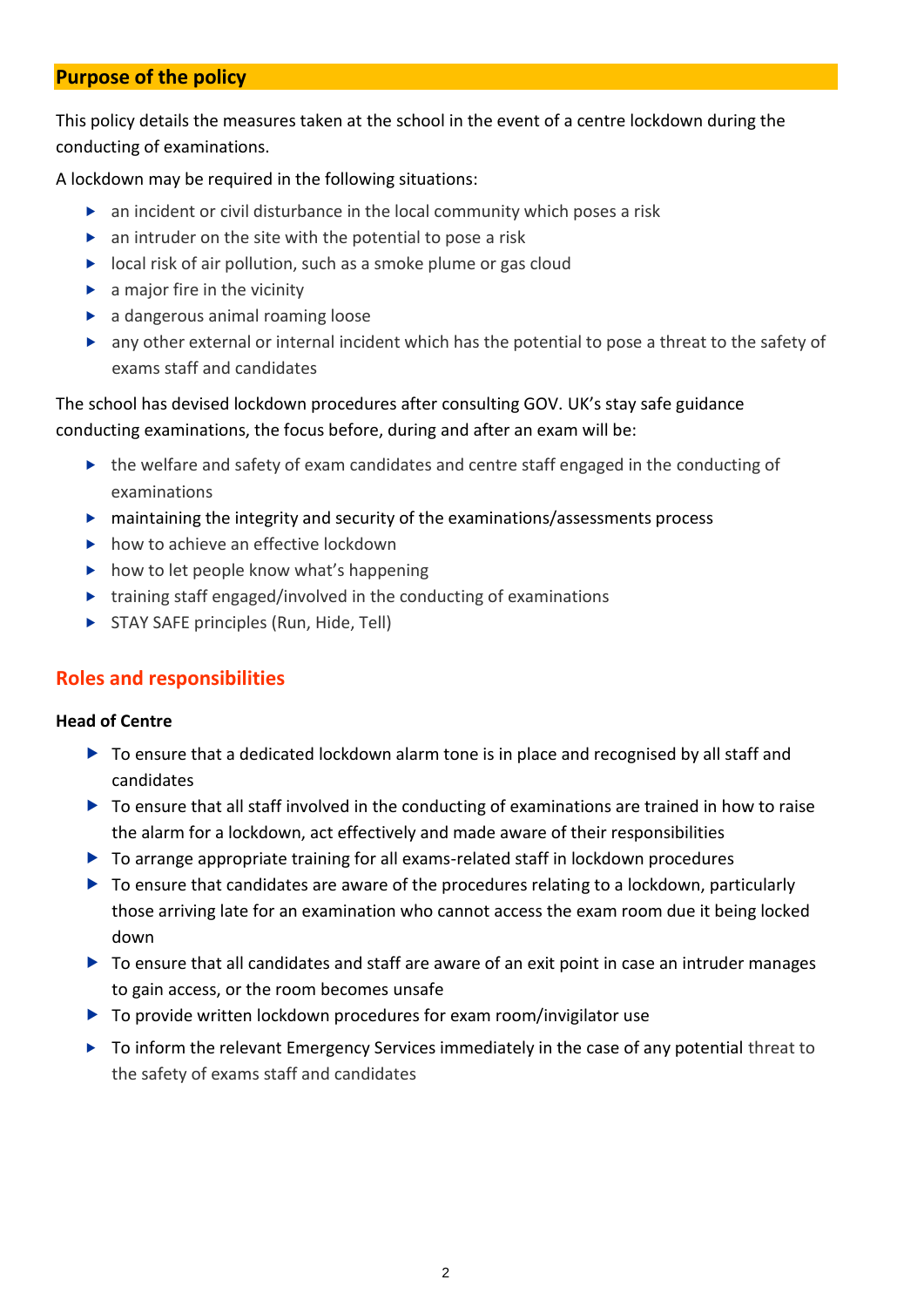## Purpose of the policy

This policy details the measures taken at the school in the event of a centre lockdown during the conducting of examinations.

A lockdown may be required in the following situations:

- an incident or civil disturbance in the local community which poses a risk
- an intruder on the site with the potential to pose a risk
- local risk of air pollution, such as a smoke plume or gas cloud
- a major fire in the vicinity
- a dangerous animal roaming loose
- any other external or internal incident which has the potential to pose a threat to the safety of exams staff and candidates

The school has devised lockdown procedures after consulting GOV. UK's stay safe guidance conducting examinations, the focus before, during and after an exam will be:

- the welfare and safety of exam candidates and centre staff engaged in the conducting of examinations
- maintaining the integrity and security of the examinations/assessments process
- how to achieve an effective lockdown
- how to let people know what's happening
- training staff engaged/involved in the conducting of examinations
- STAY SAFE principles (Run, Hide, Tell)

## Roles and responsibilities

**Head of Centre**

- To ensure that a dedicated lockdown alarm tone is in place and recognised by all staff and candidates
- To ensure that all staff involved in the conducting of examinations are trained in how to raise the alarm for a lockdown, act effectively and made aware of their responsibilities
- To arrange appropriate training for all exams-related staff in lockdown procedures
- To ensure that candidates are aware of the procedures relating to a lockdown, particularly those arriving late for an examination who cannot access the exam room due it being locked down
- To ensure that all candidates and staff are aware of an exit point in case an intruder manages to gain access, or the room becomes unsafe
- To provide written lockdown procedures for exam room/invigilator use
- To inform the relevant Emergency Services immediately in the case of any potential threat to the safety of exams staff and candidates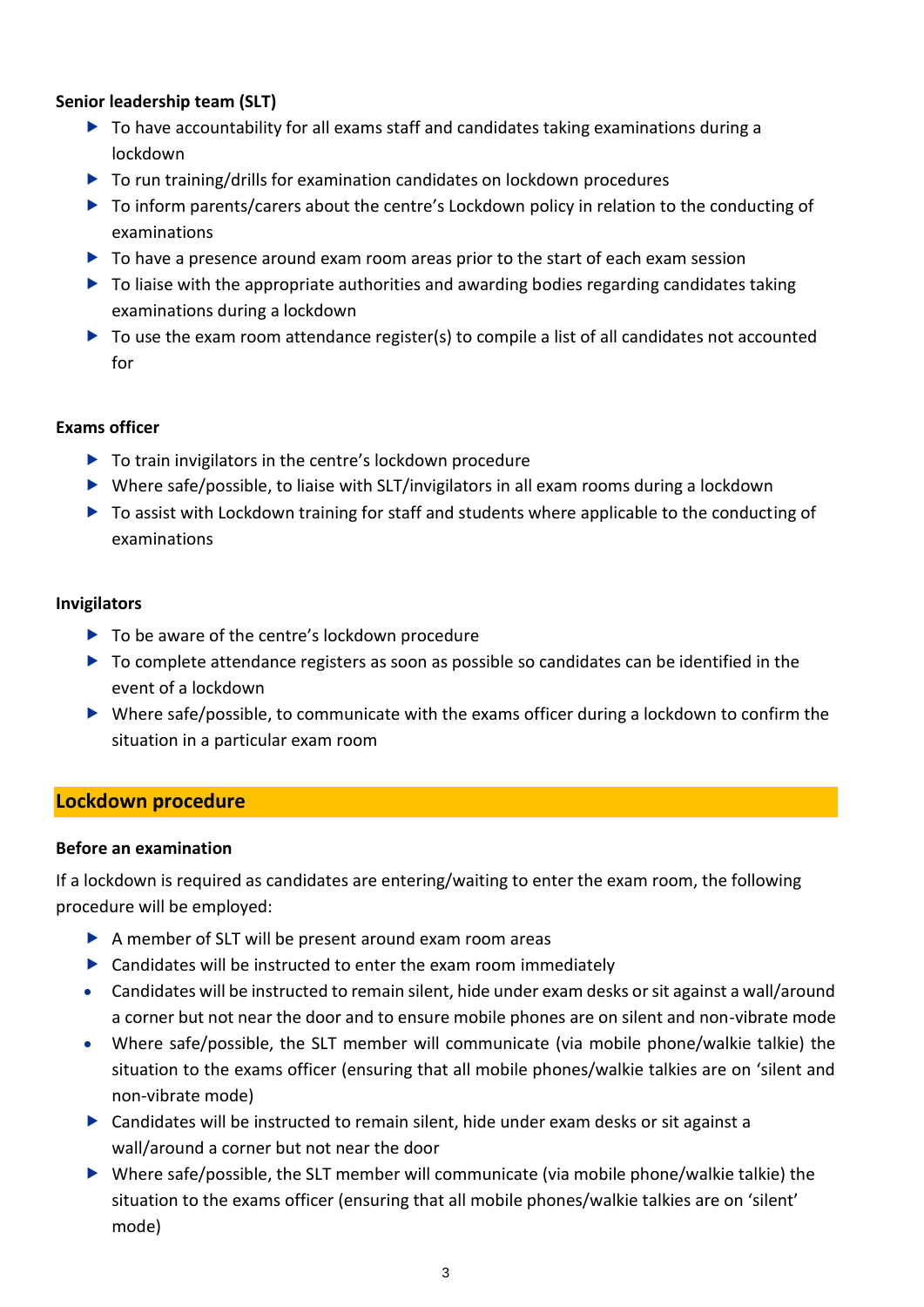**Senior leadership team (SLT)**

- To have accountability for all exams staff and candidates taking examinations during a lockdown
- To run training/drills for examination candidates on lockdown procedures
- To inform parents/carers about the centre's Lockdown policy in relation to the conducting of examinations
- To have a presence around exam room areas prior to the start of each exam session
- To liaise with the appropriate authorities and awarding bodies regarding candidates taking examinations during a lockdown
- To use the exam room attendance register(s) to compile a list of all candidates not accounted for

**Exams officer**

- To train invigilators in the centre's lockdown procedure
- Where safe/possible, to liaise with SLT/invigilators in all exam rooms during a lockdown
- To assist with Lockdown training for staff and students where applicable to the conducting of examinations

**Invigilators**

- To be aware of the centre's lockdown procedure
- To complete attendance registers as soon as possible so candidates can be identified in the event of a lockdown
- Where safe/possible, to communicate with the exams officer during a lockdown to confirm the situation in a particular exam room

## Lockdown procedure

**Before an examination**

If a lockdown is required as candidates are entering/waiting to enter the exam room, the following procedure will be employed:

- A member of SLT will be present around exam room areas
- Candidates will be instructed to enter the exam room immediately
- Candidates will be instructed to remain silent, hide under exam desks or sit against a wall/around a corner but not near the door and to ensure mobile phones are on silent and non-vibrate mode
- Where safe/possible, the SLT member will communicate (via mobile phone/walkie talkie) the situation to the exams officer (ensuring that all mobile phones/walkie talkies are on 'silent and non-vibrate mode)
- Candidates will be instructed to remain silent, hide under exam desks or sit against a wall/around a corner but not near the door
- Where safe/possible, the SLT member will communicate (via mobile phone/walkie talkie) the situation to the exams officer (ensuring that all mobile phones/walkie talkies are on 'silent' mode)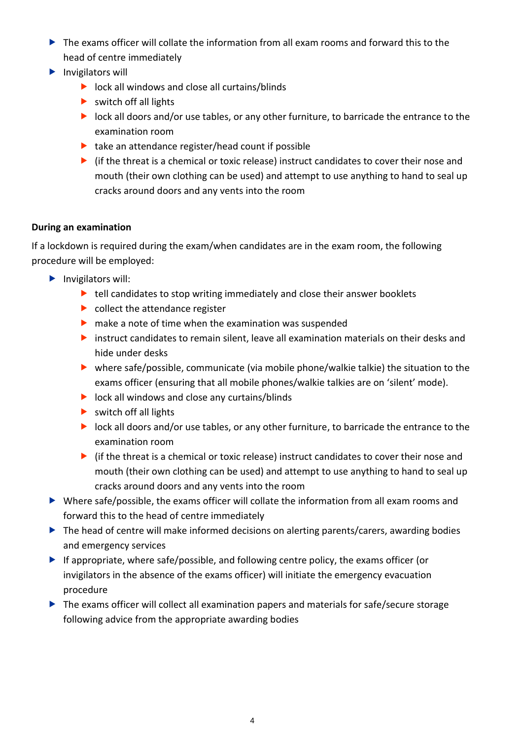- The exams officer will collate the information from all exam rooms and forward this to the head of centre immediately
- Invigilators will
  - lock all windows and close all curtains/blinds
  - switch off all lights
  - lock all doors and/or use tables, or any other furniture, to barricade the entrance to the examination room
  - take an attendance register/head count if possible
  - (if the threat is a chemical or toxic release) instruct candidates to cover their nose and mouth (their own clothing can be used) and attempt to use anything to hand to seal up cracks around doors and any vents into the room

**During an examination**

If a lockdown is required during the exam/when candidates are in the exam room, the following procedure will be employed:

- Invigilators will:
  - tell candidates to stop writing immediately and close their answer booklets
  - collect the attendance register
  - make a note of time when the examination was suspended
  - instruct candidates to remain silent, leave all examination materials on their desks and hide under desks
  - where safe/possible, communicate (via mobile phone/walkie talkie) the situation to the exams officer (ensuring that all mobile phones/walkie talkies are on 'silent' mode).
  - lock all windows and close any curtains/blinds
  - switch off all lights
  - lock all doors and/or use tables, or any other furniture, to barricade the entrance to the examination room
  - (if the threat is a chemical or toxic release) instruct candidates to cover their nose and mouth (their own clothing can be used) and attempt to use anything to hand to seal up cracks around doors and any vents into the room
- Where safe/possible, the exams officer will collate the information from all exam rooms and forward this to the head of centre immediately
- The head of centre will make informed decisions on alerting parents/carers, awarding bodies and emergency services
- If appropriate, where safe/possible, and following centre policy, the exams officer (or invigilators in the absence of the exams officer) will initiate the emergency evacuation procedure
- The exams officer will collect all examination papers and materials for safe/secure storage following advice from the appropriate awarding bodies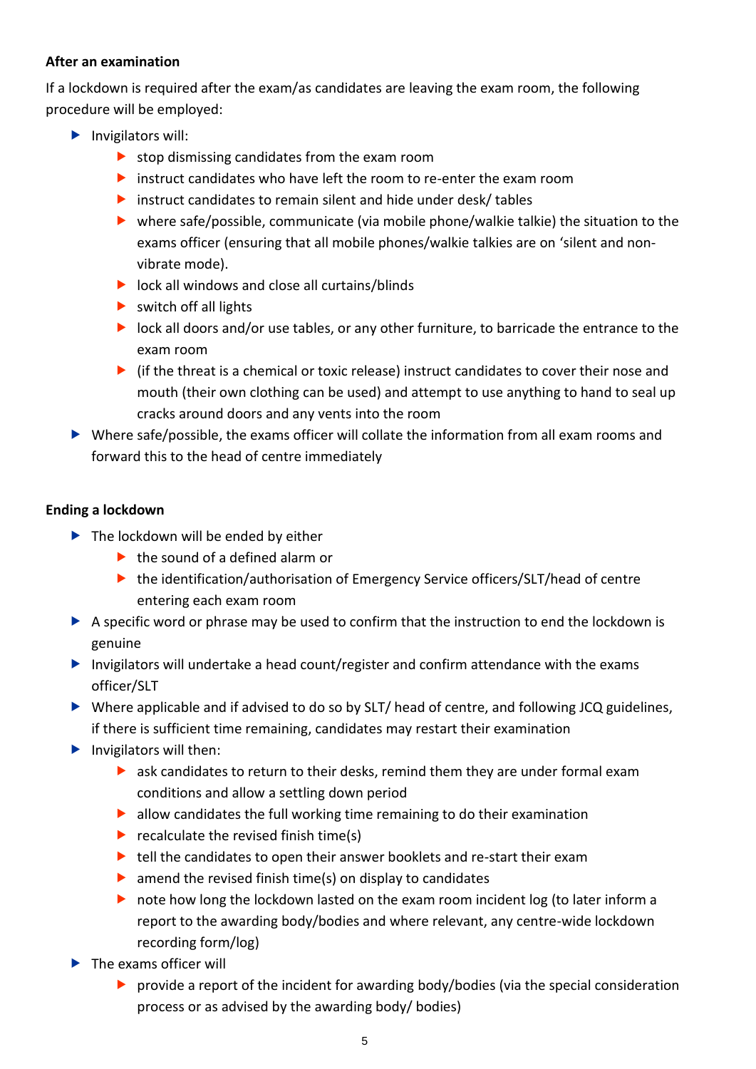**After an examination**

If a lockdown is required after the exam/as candidates are leaving the exam room, the following procedure will be employed:

- Invigilators will:
  - stop dismissing candidates from the exam room
  - instruct candidates who have left the room to re-enter the exam room
  - instruct candidates to remain silent and hide under desk/ tables
  - where safe/possible, communicate (via mobile phone/walkie talkie) the situation to the exams officer (ensuring that all mobile phones/walkie talkies are on 'silent and non-vibrate mode).
  - lock all windows and close all curtains/blinds
  - switch off all lights
  - lock all doors and/or use tables, or any other furniture, to barricade the entrance to the exam room
  - (if the threat is a chemical or toxic release) instruct candidates to cover their nose and mouth (their own clothing can be used) and attempt to use anything to hand to seal up cracks around doors and any vents into the room
- Where safe/possible, the exams officer will collate the information from all exam rooms and forward this to the head of centre immediately

**Ending a lockdown**

- The lockdown will be ended by either
  - the sound of a defined alarm or
  - the identification/authorisation of Emergency Service officers/SLT/head of centre entering each exam room
- A specific word or phrase may be used to confirm that the instruction to end the lockdown is genuine
- Invigilators will undertake a head count/register and confirm attendance with the exams officer/SLT
- Where applicable and if advised to do so by SLT/ head of centre, and following JCQ guidelines, if there is sufficient time remaining, candidates may restart their examination
- Invigilators will then:
  - ask candidates to return to their desks, remind them they are under formal exam conditions and allow a settling down period
  - allow candidates the full working time remaining to do their examination
  - recalculate the revised finish time(s)
  - tell the candidates to open their answer booklets and re-start their exam
  - amend the revised finish time(s) on display to candidates
  - note how long the lockdown lasted on the exam room incident log (to later inform a report to the awarding body/bodies and where relevant, any centre-wide lockdown recording form/log)
- The exams officer will
  - provide a report of the incident for awarding body/bodies (via the special consideration process or as advised by the awarding body/ bodies)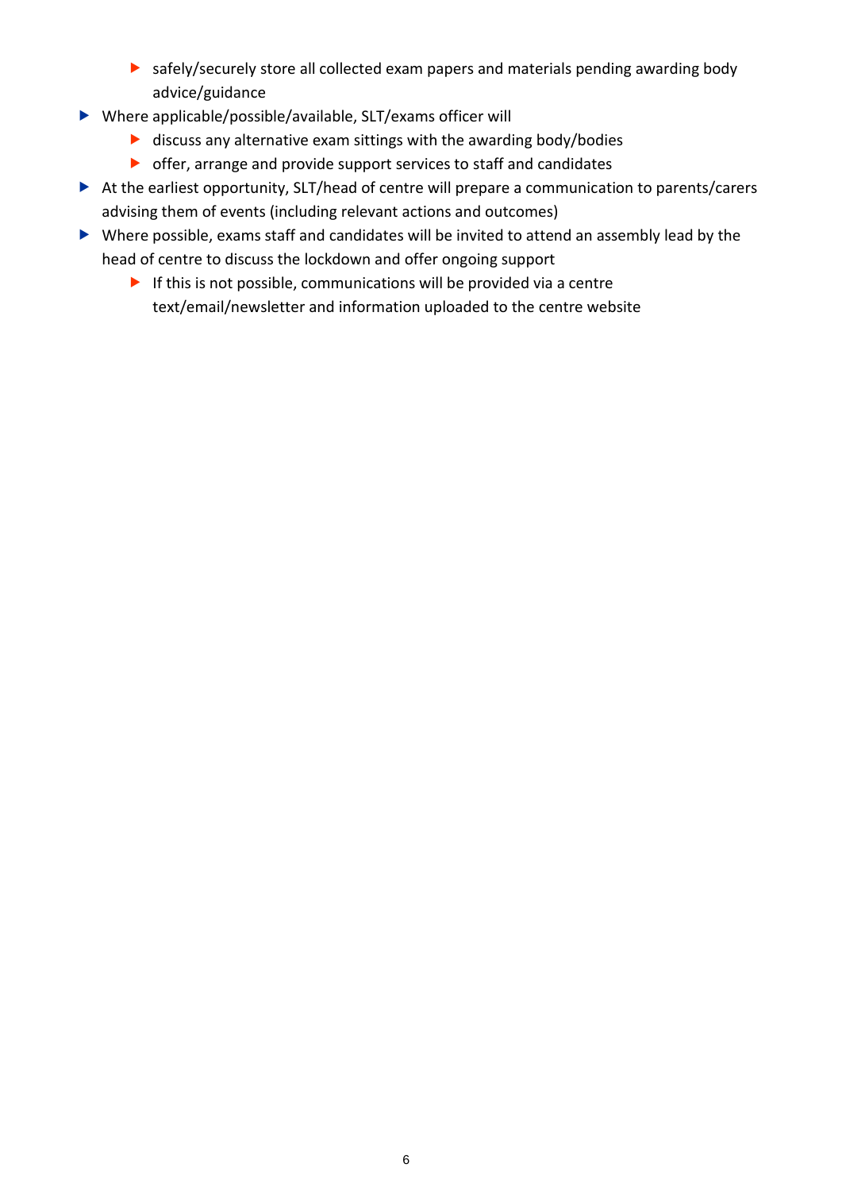- safely/securely store all collected exam papers and materials pending awarding body advice/guidance
- Where applicable/possible/available, SLT/exams officer will
    - discuss any alternative exam sittings with the awarding body/bodies
    - offer, arrange and provide support services to staff and candidates
- At the earliest opportunity, SLT/head of centre will prepare a communication to parents/carers advising them of events (including relevant actions and outcomes)
- Where possible, exams staff and candidates will be invited to attend an assembly lead by the head of centre to discuss the lockdown and offer ongoing support
    - If this is not possible, communications will be provided via a centre text/email/newsletter and information uploaded to the centre website